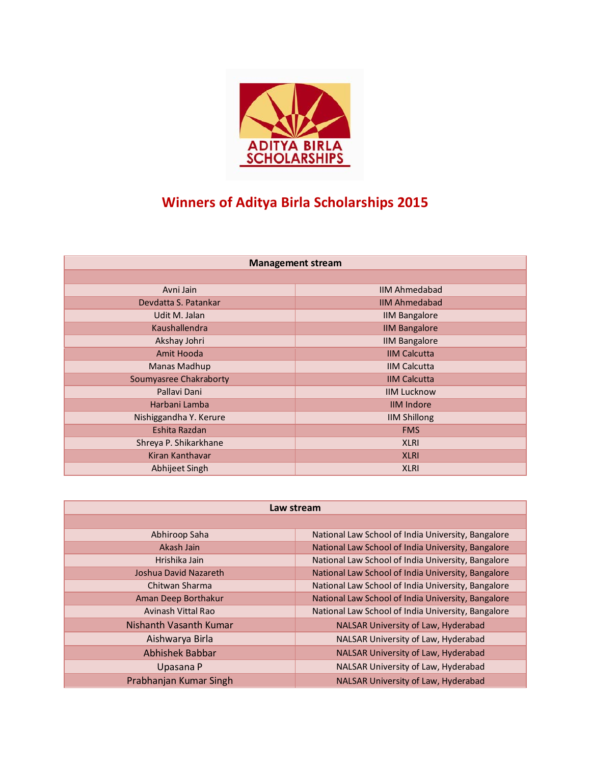ADITYA BIRLA SCHOLARSHIPS

# Winners of Aditya Birla Scholarships 2015

| Management stream | |
|---|---|
| | |
| Avni Jain | IIM Ahmedabad |
| Devdatta S. Patankar | IIM Ahmedabad |
| Udit M. Jalan | IIM Bangalore |
| Kaushallendra | IIM Bangalore |
| Akshay Johri | IIM Bangalore |
| Amit Hooda | IIM Calcutta |
| Manas Madhup | IIM Calcutta |
| Soumyasree Chakraborty | IIM Calcutta |
| Pallavi Dani | IIM Lucknow |
| Harbani Lamba | IIM Indore |
| Nishiggandha Y. Kerure | IIM Shillong |
| Eshita Razdan | FMS |
| Shreya P. Shikarkhane | XLRI |
| Kiran Kanthavar | XLRI |
| Abhijeet Singh | XLRI |

| Law stream | |
|---|---|
| | |
| Abhiroop Saha | National Law School of India University, Bangalore |
| Akash Jain | National Law School of India University, Bangalore |
| Hrishika Jain | National Law School of India University, Bangalore |
| Joshua David Nazareth | National Law School of India University, Bangalore |
| Chitwan Sharma | National Law School of India University, Bangalore |
| Aman Deep Borthakur | National Law School of India University, Bangalore |
| Avinash Vittal Rao | National Law School of India University, Bangalore |
| Nishanth Vasanth Kumar | NALSAR University of Law, Hyderabad |
| Aishwarya Birla | NALSAR University of Law, Hyderabad |
| Abhishek Babbar | NALSAR University of Law, Hyderabad |
| Upasana P | NALSAR University of Law, Hyderabad |
| Prabhanjan Kumar Singh | NALSAR University of Law, Hyderabad |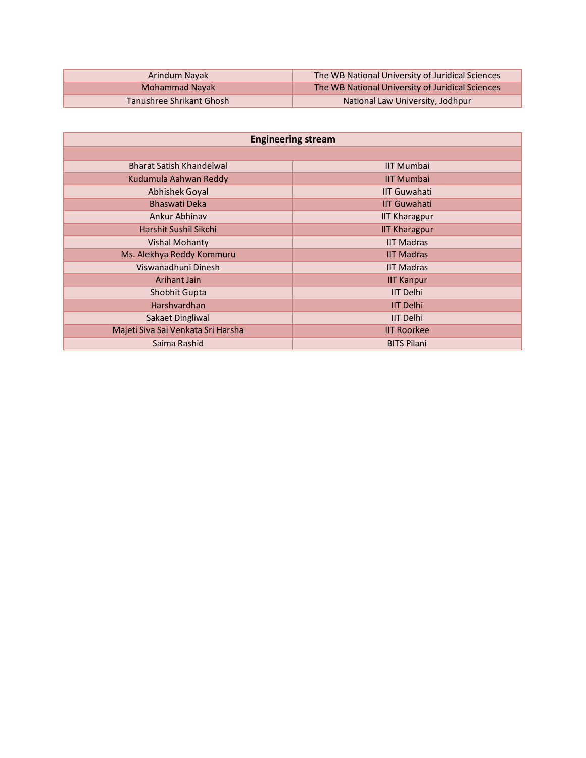| | |
|---|---|
| Arindum Nayak | The WB National University of Juridical Sciences |
| Mohammad Nayak | The WB National University of Juridical Sciences |
| Tanushree Shrikant Ghosh | National Law University, Jodhpur |

| **Engineering stream** | |
|---|---|
| | |
| Bharat Satish Khandelwal | IIT Mumbai |
| Kudumula Aahwan Reddy | IIT Mumbai |
| Abhishek Goyal | IIT Guwahati |
| Bhaswati Deka | IIT Guwahati |
| Ankur Abhinav | IIT Kharagpur |
| Harshit Sushil Sikchi | IIT Kharagpur |
| Vishal Mohanty | IIT Madras |
| Ms. Alekhya Reddy Kommuru | IIT Madras |
| Viswanadhuni Dinesh | IIT Madras |
| Arihant Jain | IIT Kanpur |
| Shobhit Gupta | IIT Delhi |
| Harshvardhan | IIT Delhi |
| Sakaet Dingliwal | IIT Delhi |
| Majeti Siva Sai Venkata Sri Harsha | IIT Roorkee |
| Saima Rashid | BITS Pilani |